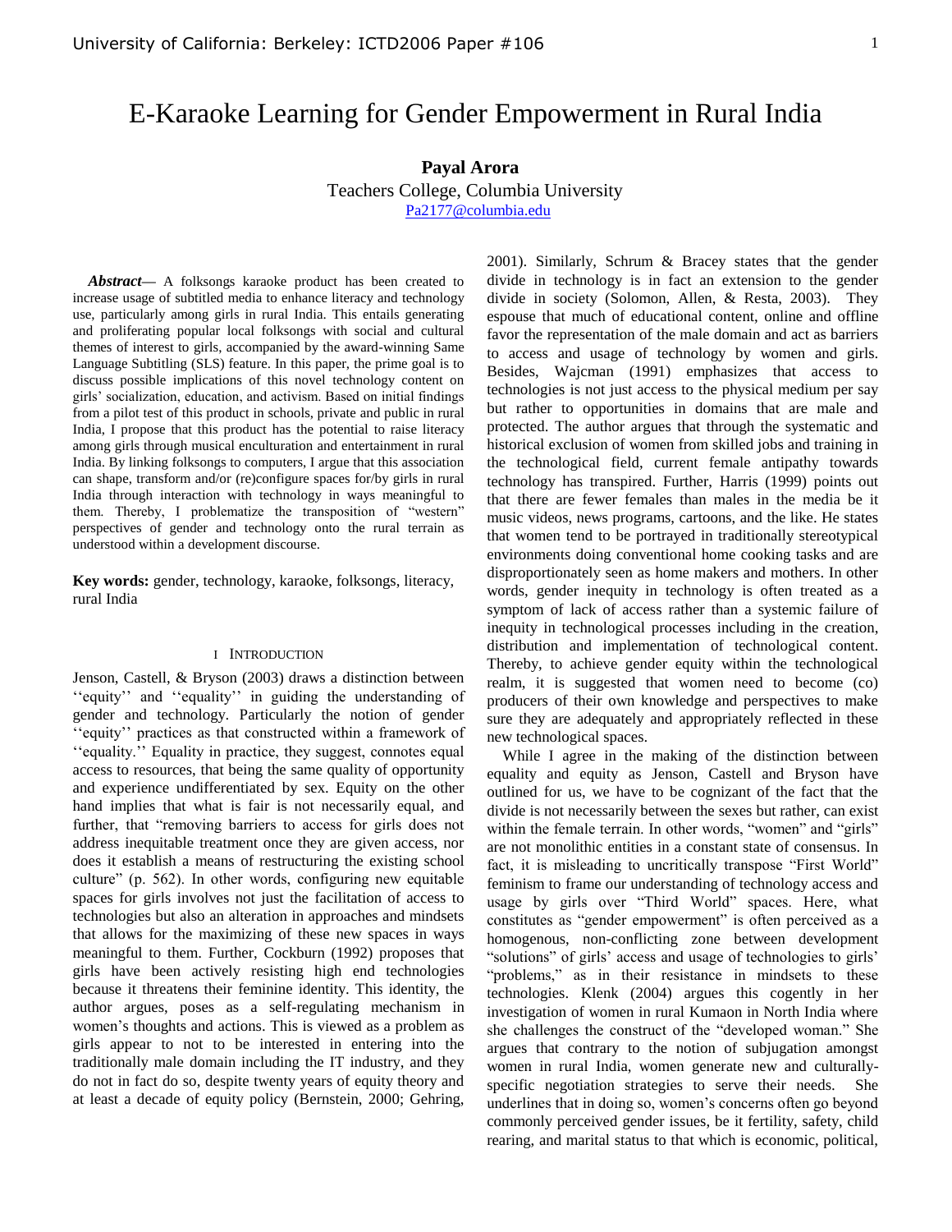# E-Karaoke Learning for Gender Empowerment in Rural India

**Payal Arora**

Teachers College, Columbia University

Pa2177@columbia.edu

***Abstract*— A folksongs karaoke product has been created to increase usage of subtitled media to enhance literacy and technology use, particularly among girls in rural India. This entails generating and proliferating popular local folksongs with social and cultural themes of interest to girls, accompanied by the award-winning Same Language Subtitling (SLS) feature. In this paper, the prime goal is to discuss possible implications of this novel technology content on girls' socialization, education, and activism. Based on initial findings from a pilot test of this product in schools, private and public in rural India, I propose that this product has the potential to raise literacy among girls through musical enculturation and entertainment in rural India. By linking folksongs to computers, I argue that this association can shape, transform and/or (re)configure spaces for/by girls in rural India through interaction with technology in ways meaningful to them. Thereby, I problematize the transposition of "western" perspectives of gender and technology onto the rural terrain as understood within a development discourse.**

**Key words:** gender, technology, karaoke, folksongs, literacy, rural India

## I INTRODUCTION

Jenson, Castell, & Bryson (2003) draws a distinction between ''equity'' and ''equality'' in guiding the understanding of gender and technology. Particularly the notion of gender ''equity'' practices as that constructed within a framework of ''equality.'' Equality in practice, they suggest, connotes equal access to resources, that being the same quality of opportunity and experience undifferentiated by sex. Equity on the other hand implies that what is fair is not necessarily equal, and further, that "removing barriers to access for girls does not address inequitable treatment once they are given access, nor does it establish a means of restructuring the existing school culture" (p. 562). In other words, configuring new equitable spaces for girls involves not just the facilitation of access to technologies but also an alteration in approaches and mindsets that allows for the maximizing of these new spaces in ways meaningful to them. Further, Cockburn (1992) proposes that girls have been actively resisting high end technologies because it threatens their feminine identity. This identity, the author argues, poses as a self-regulating mechanism in women's thoughts and actions. This is viewed as a problem as girls appear to not to be interested in entering into the traditionally male domain including the IT industry, and they do not in fact do so, despite twenty years of equity theory and at least a decade of equity policy (Bernstein, 2000; Gehring, 2001). Similarly, Schrum & Bracey states that the gender divide in technology is in fact an extension to the gender divide in society (Solomon, Allen, & Resta, 2003). They espouse that much of educational content, online and offline favor the representation of the male domain and act as barriers to access and usage of technology by women and girls. Besides, Wajcman (1991) emphasizes that access to technologies is not just access to the physical medium per say but rather to opportunities in domains that are male and protected. The author argues that through the systematic and historical exclusion of women from skilled jobs and training in the technological field, current female antipathy towards technology has transpired. Further, Harris (1999) points out that there are fewer females than males in the media be it music videos, news programs, cartoons, and the like. He states that women tend to be portrayed in traditionally stereotypical environments doing conventional home cooking tasks and are disproportionately seen as home makers and mothers. In other words, gender inequity in technology is often treated as a symptom of lack of access rather than a systemic failure of inequity in technological processes including in the creation, distribution and implementation of technological content. Thereby, to achieve gender equity within the technological realm, it is suggested that women need to become (co) producers of their own knowledge and perspectives to make sure they are adequately and appropriately reflected in these new technological spaces.

While I agree in the making of the distinction between equality and equity as Jenson, Castell and Bryson have outlined for us, we have to be cognizant of the fact that the divide is not necessarily between the sexes but rather, can exist within the female terrain. In other words, "women" and "girls" are not monolithic entities in a constant state of consensus. In fact, it is misleading to uncritically transpose "First World" feminism to frame our understanding of technology access and usage by girls over "Third World" spaces. Here, what constitutes as "gender empowerment" is often perceived as a homogenous, non-conflicting zone between development "solutions" of girls' access and usage of technologies to girls' "problems," as in their resistance in mindsets to these technologies. Klenk (2004) argues this cogently in her investigation of women in rural Kumaon in North India where she challenges the construct of the "developed woman." She argues that contrary to the notion of subjugation amongst women in rural India, women generate new and culturally-specific negotiation strategies to serve their needs. She underlines that in doing so, women's concerns often go beyond commonly perceived gender issues, be it fertility, safety, child rearing, and marital status to that which is economic, political,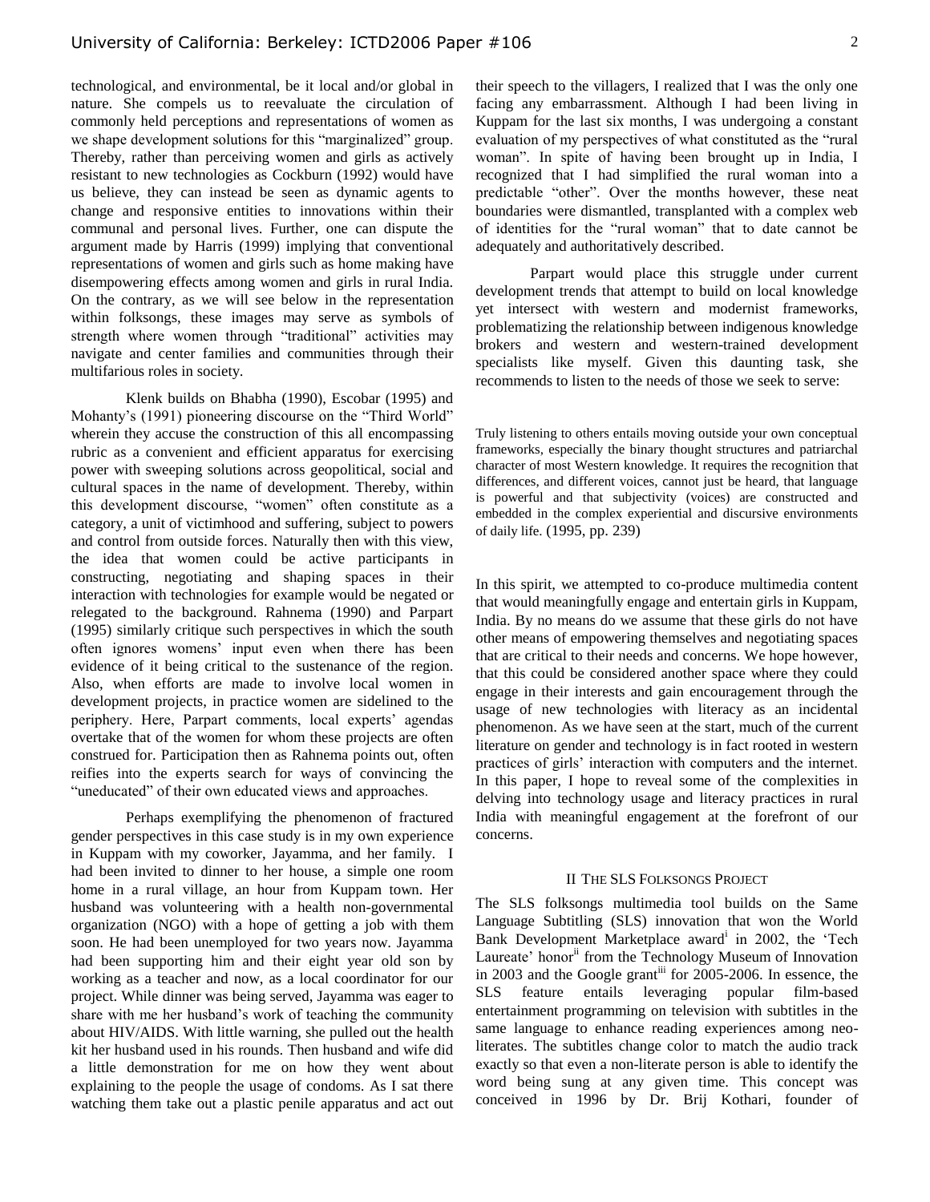technological, and environmental, be it local and/or global in nature. She compels us to reevaluate the circulation of commonly held perceptions and representations of women as we shape development solutions for this "marginalized" group. Thereby, rather than perceiving women and girls as actively resistant to new technologies as Cockburn (1992) would have us believe, they can instead be seen as dynamic agents to change and responsive entities to innovations within their communal and personal lives. Further, one can dispute the argument made by Harris (1999) implying that conventional representations of women and girls such as home making have disempowering effects among women and girls in rural India. On the contrary, as we will see below in the representation within folksongs, these images may serve as symbols of strength where women through "traditional" activities may navigate and center families and communities through their multifarious roles in society.

Klenk builds on Bhabha (1990), Escobar (1995) and Mohanty's (1991) pioneering discourse on the "Third World" wherein they accuse the construction of this all encompassing rubric as a convenient and efficient apparatus for exercising power with sweeping solutions across geopolitical, social and cultural spaces in the name of development. Thereby, within this development discourse, "women" often constitute as a category, a unit of victimhood and suffering, subject to powers and control from outside forces. Naturally then with this view, the idea that women could be active participants in constructing, negotiating and shaping spaces in their interaction with technologies for example would be negated or relegated to the background. Rahnema (1990) and Parpart (1995) similarly critique such perspectives in which the south often ignores womens' input even when there has been evidence of it being critical to the sustenance of the region. Also, when efforts are made to involve local women in development projects, in practice women are sidelined to the periphery. Here, Parpart comments, local experts' agendas overtake that of the women for whom these projects are often construed for. Participation then as Rahnema points out, often reifies into the experts search for ways of convincing the "uneducated" of their own educated views and approaches.

Perhaps exemplifying the phenomenon of fractured gender perspectives in this case study is in my own experience in Kuppam with my coworker, Jayamma, and her family. I had been invited to dinner to her house, a simple one room home in a rural village, an hour from Kuppam town. Her husband was volunteering with a health non-governmental organization (NGO) with a hope of getting a job with them soon. He had been unemployed for two years now. Jayamma had been supporting him and their eight year old son by working as a teacher and now, as a local coordinator for our project. While dinner was being served, Jayamma was eager to share with me her husband's work of teaching the community about HIV/AIDS. With little warning, she pulled out the health kit her husband used in his rounds. Then husband and wife did a little demonstration for me on how they went about explaining to the people the usage of condoms. As I sat there watching them take out a plastic penile apparatus and act out their speech to the villagers, I realized that I was the only one facing any embarrassment. Although I had been living in Kuppam for the last six months, I was undergoing a constant evaluation of my perspectives of what constituted as the "rural woman". In spite of having been brought up in India, I recognized that I had simplified the rural woman into a predictable "other". Over the months however, these neat boundaries were dismantled, transplanted with a complex web of identities for the "rural woman" that to date cannot be adequately and authoritatively described.

Parpart would place this struggle under current development trends that attempt to build on local knowledge yet intersect with western and modernist frameworks, problematizing the relationship between indigenous knowledge brokers and western and western-trained development specialists like myself. Given this daunting task, she recommends to listen to the needs of those we seek to serve:

> Truly listening to others entails moving outside your own conceptual frameworks, especially the binary thought structures and patriarchal character of most Western knowledge. It requires the recognition that differences, and different voices, cannot just be heard, that language is powerful and that subjectivity (voices) are constructed and embedded in the complex experiential and discursive environments of daily life. (1995, pp. 239)

In this spirit, we attempted to co-produce multimedia content that would meaningfully engage and entertain girls in Kuppam, India. By no means do we assume that these girls do not have other means of empowering themselves and negotiating spaces that are critical to their needs and concerns. We hope however, that this could be considered another space where they could engage in their interests and gain encouragement through the usage of new technologies with literacy as an incidental phenomenon. As we have seen at the start, much of the current literature on gender and technology is in fact rooted in western practices of girls' interaction with computers and the internet. In this paper, I hope to reveal some of the complexities in delving into technology usage and literacy practices in rural India with meaningful engagement at the forefront of our concerns.

## II The SLS Folksongs Project

The SLS folksongs multimedia tool builds on the Same Language Subtitling (SLS) innovation that won the World Bank Development Marketplace award[i] in 2002, the 'Tech Laureate' honor[ii] from the Technology Museum of Innovation in 2003 and the Google grant[iii] for 2005-2006. In essence, the SLS feature entails leveraging popular film-based entertainment programming on television with subtitles in the same language to enhance reading experiences among neo-literates. The subtitles change color to match the audio track exactly so that even a non-literate person is able to identify the word being sung at any given time. This concept was conceived in 1996 by Dr. Brij Kothari, founder of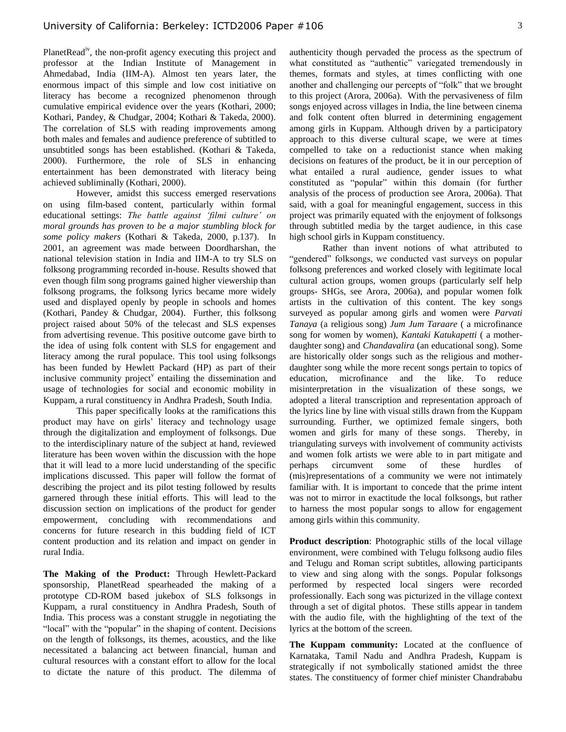PlanetRead[iv], the non-profit agency executing this project and professor at the Indian Institute of Management in Ahmedabad, India (IIM-A). Almost ten years later, the enormous impact of this simple and low cost initiative on literacy has become a recognized phenomenon through cumulative empirical evidence over the years (Kothari, 2000; Kothari, Pandey, & Chudgar, 2004; Kothari & Takeda, 2000). The correlation of SLS with reading improvements among both males and females and audience preference of subtitled to unsubtitled songs has been established. (Kothari & Takeda, 2000). Furthermore, the role of SLS in enhancing entertainment has been demonstrated with literacy being achieved subliminally (Kothari, 2000).

However, amidst this success emerged reservations on using film-based content, particularly within formal educational settings: *The battle against 'filmi culture' on moral grounds has proven to be a major stumbling block for some policy makers* (Kothari & Takeda, 2000, p.137). In 2001, an agreement was made between Doordharshan, the national television station in India and IIM-A to try SLS on folksong programming recorded in-house. Results showed that even though film song programs gained higher viewership than folksong programs, the folksong lyrics became more widely used and displayed openly by people in schools and homes (Kothari, Pandey & Chudgar, 2004). Further, this folksong project raised about 50% of the telecast and SLS expenses from advertising revenue. This positive outcome gave birth to the idea of using folk content with SLS for engagement and literacy among the rural populace. This tool using folksongs has been funded by Hewlett Packard (HP) as part of their inclusive community project[v] entailing the dissemination and usage of technologies for social and economic mobility in Kuppam, a rural constituency in Andhra Pradesh, South India.

This paper specifically looks at the ramifications this product may have on girls' literacy and technology usage through the digitalization and employment of folksongs. Due to the interdisciplinary nature of the subject at hand, reviewed literature has been woven within the discussion with the hope that it will lead to a more lucid understanding of the specific implications discussed. This paper will follow the format of describing the project and its pilot testing followed by results garnered through these initial efforts. This will lead to the discussion section on implications of the product for gender empowerment, concluding with recommendations and concerns for future research in this budding field of ICT content production and its relation and impact on gender in rural India.

**The Making of the Product:** Through Hewlett-Packard sponsorship, PlanetRead spearheaded the making of a prototype CD-ROM based jukebox of SLS folksongs in Kuppam, a rural constituency in Andhra Pradesh, South of India. This process was a constant struggle in negotiating the "local" with the "popular" in the shaping of content. Decisions on the length of folksongs, its themes, acoustics, and the like necessitated a balancing act between financial, human and cultural resources with a constant effort to allow for the local to dictate the nature of this product. The dilemma of authenticity though pervaded the process as the spectrum of what constituted as "authentic" variegated tremendously in themes, formats and styles, at times conflicting with one another and challenging our percepts of "folk" that we brought to this project (Arora, 2006a). With the pervasiveness of film songs enjoyed across villages in India, the line between cinema and folk content often blurred in determining engagement among girls in Kuppam. Although driven by a participatory approach to this diverse cultural scape, we were at times compelled to take on a reductionist stance when making decisions on features of the product, be it in our perception of what entailed a rural audience, gender issues to what constituted as "popular" within this domain (for further analysis of the process of production see Arora, 2006a). That said, with a goal for meaningful engagement, success in this project was primarily equated with the enjoyment of folksongs through subtitled media by the target audience, in this case high school girls in Kuppam constituency.

Rather than invent notions of what attributed to "gendered" folksongs, we conducted vast surveys on popular folksong preferences and worked closely with legitimate local cultural action groups, women groups (particularly self help groups- SHGs, see Arora, 2006a), and popular women folk artists in the cultivation of this content. The key songs surveyed as popular among girls and women were *Parvati Tanaya* (a religious song) *Jum Jum Taraare* ( a microfinance song for women by women), *Kantaki Katukapetti* ( a mother-daughter song) and *Chandavalira* (an educational song). Some are historically older songs such as the religious and mother-daughter song while the more recent songs pertain to topics of education, microfinance and the like. To reduce misinterpretation in the visualization of these songs, we adopted a literal transcription and representation approach of the lyrics line by line with visual stills drawn from the Kuppam surrounding. Further, we optimized female singers, both women and girls for many of these songs. Thereby, in triangulating surveys with involvement of community activists and women folk artists we were able to in part mitigate and perhaps circumvent some of these hurdles of (mis)representations of a community we were not intimately familiar with. It is important to concede that the prime intent was not to mirror in exactitude the local folksongs, but rather to harness the most popular songs to allow for engagement among girls within this community.

**Product description**: Photographic stills of the local village environment, were combined with Telugu folksong audio files and Telugu and Roman script subtitles, allowing participants to view and sing along with the songs. Popular folksongs performed by respected local singers were recorded professionally. Each song was picturized in the village context through a set of digital photos. These stills appear in tandem with the audio file, with the highlighting of the text of the lyrics at the bottom of the screen.

**The Kuppam community:** Located at the confluence of Karnataka, Tamil Nadu and Andhra Pradesh, Kuppam is strategically if not symbolically stationed amidst the three states. The constituency of former chief minister Chandrababu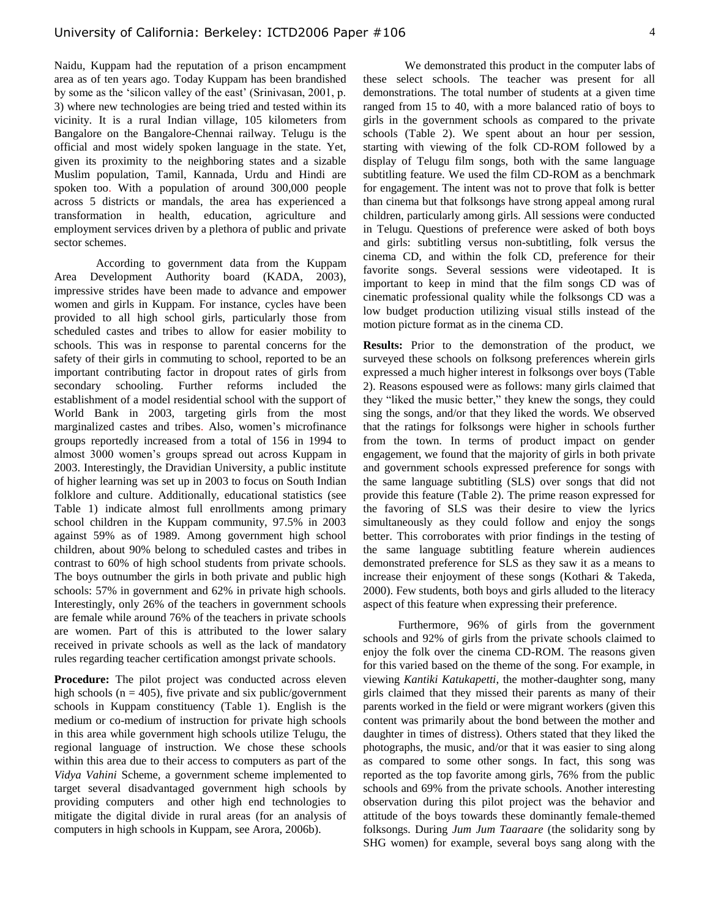Naidu, Kuppam had the reputation of a prison encampment area as of ten years ago. Today Kuppam has been brandished by some as the 'silicon valley of the east' (Srinivasan, 2001, p. 3) where new technologies are being tried and tested within its vicinity. It is a rural Indian village, 105 kilometers from Bangalore on the Bangalore-Chennai railway. Telugu is the official and most widely spoken language in the state. Yet, given its proximity to the neighboring states and a sizable Muslim population, Tamil, Kannada, Urdu and Hindi are spoken too. With a population of around 300,000 people across 5 districts or mandals, the area has experienced a transformation in health, education, agriculture and employment services driven by a plethora of public and private sector schemes.

According to government data from the Kuppam Area Development Authority board (KADA, 2003), impressive strides have been made to advance and empower women and girls in Kuppam. For instance, cycles have been provided to all high school girls, particularly those from scheduled castes and tribes to allow for easier mobility to schools. This was in response to parental concerns for the safety of their girls in commuting to school, reported to be an important contributing factor in dropout rates of girls from secondary schooling. Further reforms included the establishment of a model residential school with the support of World Bank in 2003, targeting girls from the most marginalized castes and tribes. Also, women's microfinance groups reportedly increased from a total of 156 in 1994 to almost 3000 women's groups spread out across Kuppam in 2003. Interestingly, the Dravidian University, a public institute of higher learning was set up in 2003 to focus on South Indian folklore and culture. Additionally, educational statistics (see Table 1) indicate almost full enrollments among primary school children in the Kuppam community, 97.5% in 2003 against 59% as of 1989. Among government high school children, about 90% belong to scheduled castes and tribes in contrast to 60% of high school students from private schools. The boys outnumber the girls in both private and public high schools: 57% in government and 62% in private high schools. Interestingly, only 26% of the teachers in government schools are female while around 76% of the teachers in private schools are women. Part of this is attributed to the lower salary received in private schools as well as the lack of mandatory rules regarding teacher certification amongst private schools.

**Procedure:** The pilot project was conducted across eleven high schools (n = 405), five private and six public/government schools in Kuppam constituency (Table 1). English is the medium or co-medium of instruction for private high schools in this area while government high schools utilize Telugu, the regional language of instruction. We chose these schools within this area due to their access to computers as part of the *Vidya Vahini* Scheme, a government scheme implemented to target several disadvantaged government high schools by providing computers and other high end technologies to mitigate the digital divide in rural areas (for an analysis of computers in high schools in Kuppam, see Arora, 2006b).

We demonstrated this product in the computer labs of these select schools. The teacher was present for all demonstrations. The total number of students at a given time ranged from 15 to 40, with a more balanced ratio of boys to girls in the government schools as compared to the private schools (Table 2). We spent about an hour per session, starting with viewing of the folk CD-ROM followed by a display of Telugu film songs, both with the same language subtitling feature. We used the film CD-ROM as a benchmark for engagement. The intent was not to prove that folk is better than cinema but that folksongs have strong appeal among rural children, particularly among girls. All sessions were conducted in Telugu. Questions of preference were asked of both boys and girls: subtitling versus non-subtitling, folk versus the cinema CD, and within the folk CD, preference for their favorite songs. Several sessions were videotaped. It is important to keep in mind that the film songs CD was of cinematic professional quality while the folksongs CD was a low budget production utilizing visual stills instead of the motion picture format as in the cinema CD.

**Results:** Prior to the demonstration of the product, we surveyed these schools on folksong preferences wherein girls expressed a much higher interest in folksongs over boys (Table 2). Reasons espoused were as follows: many girls claimed that they "liked the music better," they knew the songs, they could sing the songs, and/or that they liked the words. We observed that the ratings for folksongs were higher in schools further from the town. In terms of product impact on gender engagement, we found that the majority of girls in both private and government schools expressed preference for songs with the same language subtitling (SLS) over songs that did not provide this feature (Table 2). The prime reason expressed for the favoring of SLS was their desire to view the lyrics simultaneously as they could follow and enjoy the songs better. This corroborates with prior findings in the testing of the same language subtitling feature wherein audiences demonstrated preference for SLS as they saw it as a means to increase their enjoyment of these songs (Kothari & Takeda, 2000). Few students, both boys and girls alluded to the literacy aspect of this feature when expressing their preference.

Furthermore, 96% of girls from the government schools and 92% of girls from the private schools claimed to enjoy the folk over the cinema CD-ROM. The reasons given for this varied based on the theme of the song. For example, in viewing *Kantiki Katukapetti*, the mother-daughter song, many girls claimed that they missed their parents as many of their parents worked in the field or were migrant workers (given this content was primarily about the bond between the mother and daughter in times of distress). Others stated that they liked the photographs, the music, and/or that it was easier to sing along as compared to some other songs. In fact, this song was reported as the top favorite among girls, 76% from the public schools and 69% from the private schools. Another interesting observation during this pilot project was the behavior and attitude of the boys towards these dominantly female-themed folksongs. During *Jum Jum Taaraare* (the solidarity song by SHG women) for example, several boys sang along with the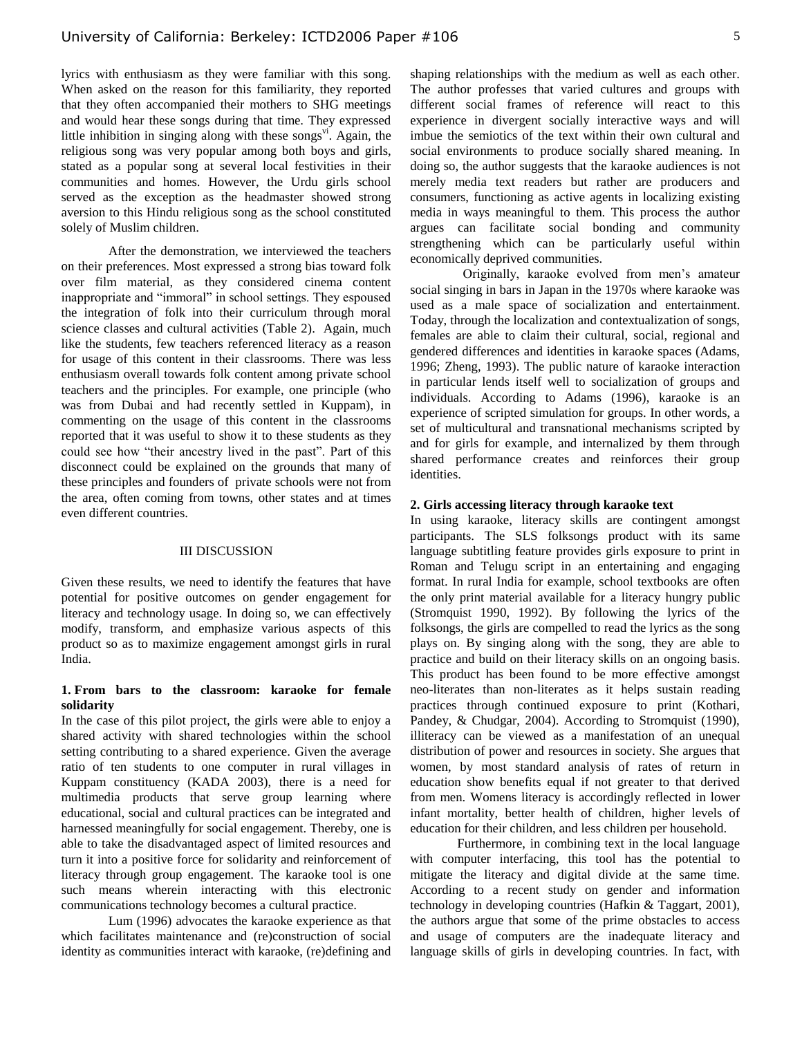lyrics with enthusiasm as they were familiar with this song. When asked on the reason for this familiarity, they reported that they often accompanied their mothers to SHG meetings and would hear these songs during that time. They expressed little inhibition in singing along with these songs[vi]. Again, the religious song was very popular among both boys and girls, stated as a popular song at several local festivities in their communities and homes. However, the Urdu girls school served as the exception as the headmaster showed strong aversion to this Hindu religious song as the school constituted solely of Muslim children.

After the demonstration, we interviewed the teachers on their preferences. Most expressed a strong bias toward folk over film material, as they considered cinema content inappropriate and "immoral" in school settings. They espoused the integration of folk into their curriculum through moral science classes and cultural activities (Table 2). Again, much like the students, few teachers referenced literacy as a reason for usage of this content in their classrooms. There was less enthusiasm overall towards folk content among private school teachers and the principles. For example, one principle (who was from Dubai and had recently settled in Kuppam), in commenting on the usage of this content in the classrooms reported that it was useful to show it to these students as they could see how "their ancestry lived in the past". Part of this disconnect could be explained on the grounds that many of these principles and founders of private schools were not from the area, often coming from towns, other states and at times even different countries.

## III DISCUSSION

Given these results, we need to identify the features that have potential for positive outcomes on gender engagement for literacy and technology usage. In doing so, we can effectively modify, transform, and emphasize various aspects of this product so as to maximize engagement amongst girls in rural India.

### 1. From bars to the classroom: karaoke for female solidarity

In the case of this pilot project, the girls were able to enjoy a shared activity with shared technologies within the school setting contributing to a shared experience. Given the average ratio of ten students to one computer in rural villages in Kuppam constituency (KADA 2003), there is a need for multimedia products that serve group learning where educational, social and cultural practices can be integrated and harnessed meaningfully for social engagement. Thereby, one is able to take the disadvantaged aspect of limited resources and turn it into a positive force for solidarity and reinforcement of literacy through group engagement. The karaoke tool is one such means wherein interacting with this electronic communications technology becomes a cultural practice.

Lum (1996) advocates the karaoke experience as that which facilitates maintenance and (re)construction of social identity as communities interact with karaoke, (re)defining and shaping relationships with the medium as well as each other. The author professes that varied cultures and groups with different social frames of reference will react to this experience in divergent socially interactive ways and will imbue the semiotics of the text within their own cultural and social environments to produce socially shared meaning. In doing so, the author suggests that the karaoke audiences is not merely media text readers but rather are producers and consumers, functioning as active agents in localizing existing media in ways meaningful to them. This process the author argues can facilitate social bonding and community strengthening which can be particularly useful within economically deprived communities.

Originally, karaoke evolved from men's amateur social singing in bars in Japan in the 1970s where karaoke was used as a male space of socialization and entertainment. Today, through the localization and contextualization of songs, females are able to claim their cultural, social, regional and gendered differences and identities in karaoke spaces (Adams, 1996; Zheng, 1993). The public nature of karaoke interaction in particular lends itself well to socialization of groups and individuals. According to Adams (1996), karaoke is an experience of scripted simulation for groups. In other words, a set of multicultural and transnational mechanisms scripted by and for girls for example, and internalized by them through shared performance creates and reinforces their group identities.

### 2. Girls accessing literacy through karaoke text

In using karaoke, literacy skills are contingent amongst participants. The SLS folksongs product with its same language subtitling feature provides girls exposure to print in Roman and Telugu script in an entertaining and engaging format. In rural India for example, school textbooks are often the only print material available for a literacy hungry public (Stromquist 1990, 1992). By following the lyrics of the folksongs, the girls are compelled to read the lyrics as the song plays on. By singing along with the song, they are able to practice and build on their literacy skills on an ongoing basis. This product has been found to be more effective amongst neo-literates than non-literates as it helps sustain reading practices through continued exposure to print (Kothari, Pandey, & Chudgar, 2004). According to Stromquist (1990), illiteracy can be viewed as a manifestation of an unequal distribution of power and resources in society. She argues that women, by most standard analysis of rates of return in education show benefits equal if not greater to that derived from men. Womens literacy is accordingly reflected in lower infant mortality, better health of children, higher levels of education for their children, and less children per household.

Furthermore, in combining text in the local language with computer interfacing, this tool has the potential to mitigate the literacy and digital divide at the same time. According to a recent study on gender and information technology in developing countries (Hafkin & Taggart, 2001), the authors argue that some of the prime obstacles to access and usage of computers are the inadequate literacy and language skills of girls in developing countries. In fact, with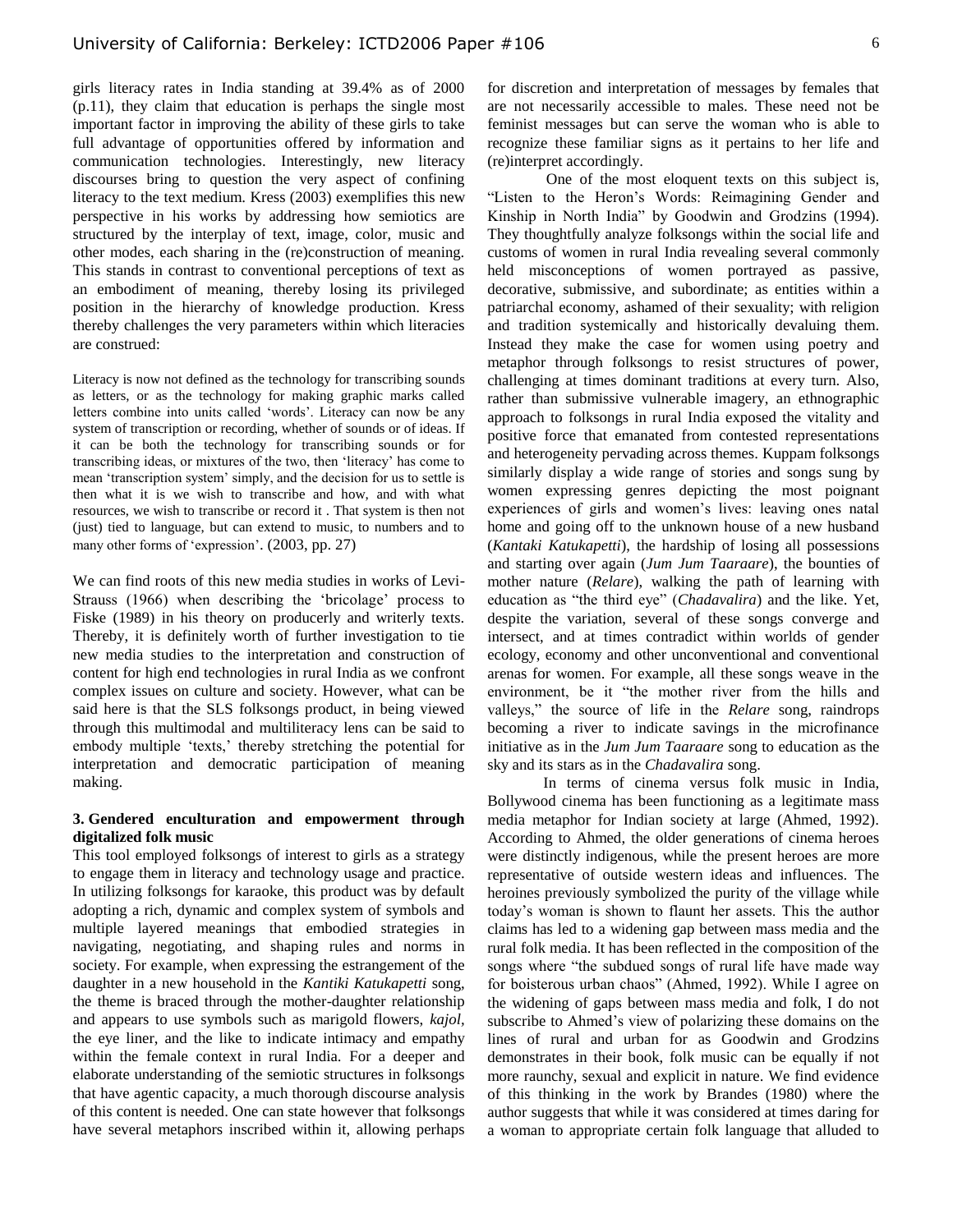girls literacy rates in India standing at 39.4% as of 2000 (p.11), they claim that education is perhaps the single most important factor in improving the ability of these girls to take full advantage of opportunities offered by information and communication technologies. Interestingly, new literacy discourses bring to question the very aspect of confining literacy to the text medium. Kress (2003) exemplifies this new perspective in his works by addressing how semiotics are structured by the interplay of text, image, color, music and other modes, each sharing in the (re)construction of meaning. This stands in contrast to conventional perceptions of text as an embodiment of meaning, thereby losing its privileged position in the hierarchy of knowledge production. Kress thereby challenges the very parameters within which literacies are construed:

> Literacy is now not defined as the technology for transcribing sounds as letters, or as the technology for making graphic marks called letters combine into units called 'words'. Literacy can now be any system of transcription or recording, whether of sounds or of ideas. If it can be both the technology for transcribing sounds or for transcribing ideas, or mixtures of the two, then 'literacy' has come to mean 'transcription system' simply, and the decision for us to settle is then what it is we wish to transcribe and how, and with what resources, we wish to transcribe or record it . That system is then not (just) tied to language, but can extend to music, to numbers and to many other forms of 'expression'. (2003, pp. 27)

We can find roots of this new media studies in works of Levi-Strauss (1966) when describing the 'bricolage' process to Fiske (1989) in his theory on producerly and writerly texts. Thereby, it is definitely worth of further investigation to tie new media studies to the interpretation and construction of content for high end technologies in rural India as we confront complex issues on culture and society. However, what can be said here is that the SLS folksongs product, in being viewed through this multimodal and multiliteracy lens can be said to embody multiple 'texts,' thereby stretching the potential for interpretation and democratic participation of meaning making.

### 3. Gendered enculturation and empowerment through digitalized folk music

This tool employed folksongs of interest to girls as a strategy to engage them in literacy and technology usage and practice. In utilizing folksongs for karaoke, this product was by default adopting a rich, dynamic and complex system of symbols and multiple layered meanings that embodied strategies in navigating, negotiating, and shaping rules and norms in society. For example, when expressing the estrangement of the daughter in a new household in the *Kantiki Katukapetti* song, the theme is braced through the mother-daughter relationship and appears to use symbols such as marigold flowers, *kajol*, the eye liner, and the like to indicate intimacy and empathy within the female context in rural India. For a deeper and elaborate understanding of the semiotic structures in folksongs that have agentic capacity, a much thorough discourse analysis of this content is needed. One can state however that folksongs have several metaphors inscribed within it, allowing perhaps for discretion and interpretation of messages by females that are not necessarily accessible to males. These need not be feminist messages but can serve the woman who is able to recognize these familiar signs as it pertains to her life and (re)interpret accordingly.

One of the most eloquent texts on this subject is, "Listen to the Heron's Words: Reimagining Gender and Kinship in North India" by Goodwin and Grodzins (1994). They thoughtfully analyze folksongs within the social life and customs of women in rural India revealing several commonly held misconceptions of women portrayed as passive, decorative, submissive, and subordinate; as entities within a patriarchal economy, ashamed of their sexuality; with religion and tradition systemically and historically devaluing them. Instead they make the case for women using poetry and metaphor through folksongs to resist structures of power, challenging at times dominant traditions at every turn. Also, rather than submissive vulnerable imagery, an ethnographic approach to folksongs in rural India exposed the vitality and positive force that emanated from contested representations and heterogeneity pervading across themes. Kuppam folksongs similarly display a wide range of stories and songs sung by women expressing genres depicting the most poignant experiences of girls and women's lives: leaving ones natal home and going off to the unknown house of a new husband (*Kantaki Katukapetti*), the hardship of losing all possessions and starting over again (*Jum Jum Taaraare*), the bounties of mother nature (*Relare*), walking the path of learning with education as "the third eye" (*Chadavalira*) and the like. Yet, despite the variation, several of these songs converge and intersect, and at times contradict within worlds of gender ecology, economy and other unconventional and conventional arenas for women. For example, all these songs weave in the environment, be it "the mother river from the hills and valleys," the source of life in the *Relare* song, raindrops becoming a river to indicate savings in the microfinance initiative as in the *Jum Jum Taaraare* song to education as the sky and its stars as in the *Chadavalira* song.

In terms of cinema versus folk music in India, Bollywood cinema has been functioning as a legitimate mass media metaphor for Indian society at large (Ahmed, 1992). According to Ahmed, the older generations of cinema heroes were distinctly indigenous, while the present heroes are more representative of outside western ideas and influences. The heroines previously symbolized the purity of the village while today's woman is shown to flaunt her assets. This the author claims has led to a widening gap between mass media and the rural folk media. It has been reflected in the composition of the songs where "the subdued songs of rural life have made way for boisterous urban chaos" (Ahmed, 1992). While I agree on the widening of gaps between mass media and folk, I do not subscribe to Ahmed's view of polarizing these domains on the lines of rural and urban for as Goodwin and Grodzins demonstrates in their book, folk music can be equally if not more raunchy, sexual and explicit in nature. We find evidence of this thinking in the work by Brandes (1980) where the author suggests that while it was considered at times daring for a woman to appropriate certain folk language that alluded to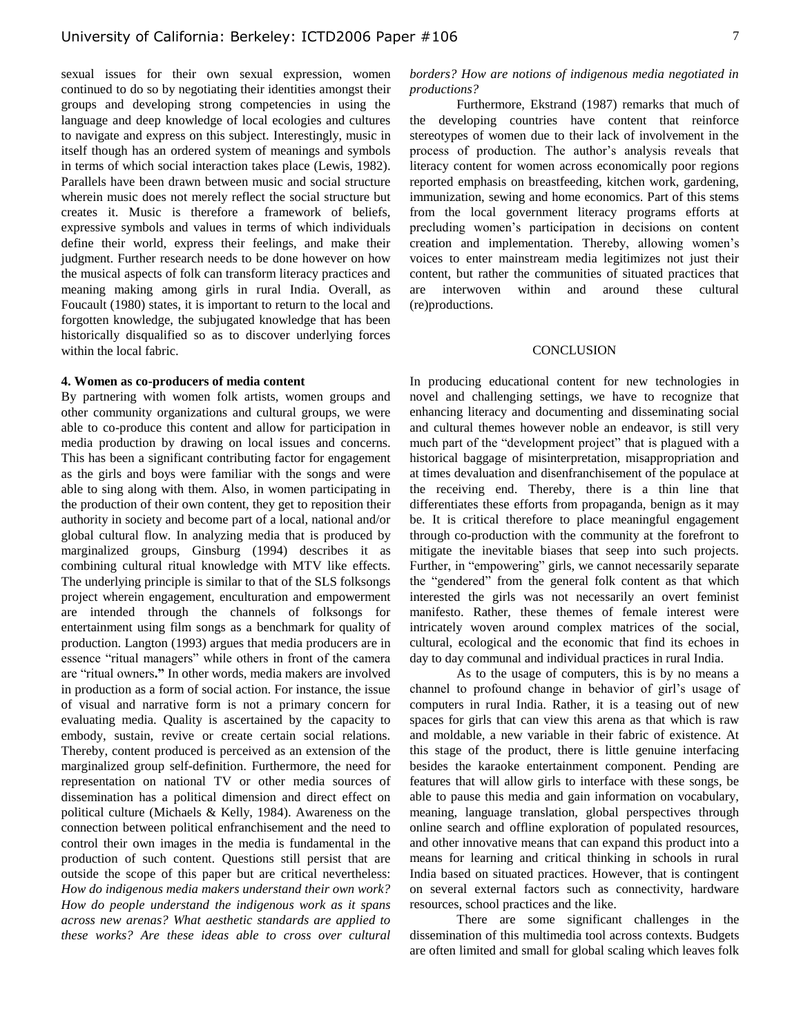sexual issues for their own sexual expression, women continued to do so by negotiating their identities amongst their groups and developing strong competencies in using the language and deep knowledge of local ecologies and cultures to navigate and express on this subject. Interestingly, music in itself though has an ordered system of meanings and symbols in terms of which social interaction takes place (Lewis, 1982). Parallels have been drawn between music and social structure wherein music does not merely reflect the social structure but creates it. Music is therefore a framework of beliefs, expressive symbols and values in terms of which individuals define their world, express their feelings, and make their judgment. Further research needs to be done however on how the musical aspects of folk can transform literacy practices and meaning making among girls in rural India. Overall, as Foucault (1980) states, it is important to return to the local and forgotten knowledge, the subjugated knowledge that has been historically disqualified so as to discover underlying forces within the local fabric.

**4. Women as co-producers of media content**

By partnering with women folk artists, women groups and other community organizations and cultural groups, we were able to co-produce this content and allow for participation in media production by drawing on local issues and concerns. This has been a significant contributing factor for engagement as the girls and boys were familiar with the songs and were able to sing along with them. Also, in women participating in the production of their own content, they get to reposition their authority in society and become part of a local, national and/or global cultural flow. In analyzing media that is produced by marginalized groups, Ginsburg (1994) describes it as combining cultural ritual knowledge with MTV like effects. The underlying principle is similar to that of the SLS folksongs project wherein engagement, enculturation and empowerment are intended through the channels of folksongs for entertainment using film songs as a benchmark for quality of production. Langton (1993) argues that media producers are in essence "ritual managers" while others in front of the camera are "ritual owners**."** In other words, media makers are involved in production as a form of social action. For instance, the issue of visual and narrative form is not a primary concern for evaluating media. Quality is ascertained by the capacity to embody, sustain, revive or create certain social relations. Thereby, content produced is perceived as an extension of the marginalized group self-definition. Furthermore, the need for representation on national TV or other media sources of dissemination has a political dimension and direct effect on political culture (Michaels & Kelly, 1984). Awareness on the connection between political enfranchisement and the need to control their own images in the media is fundamental in the production of such content. Questions still persist that are outside the scope of this paper but are critical nevertheless: *How do indigenous media makers understand their own work? How do people understand the indigenous work as it spans across new arenas? What aesthetic standards are applied to these works? Are these ideas able to cross over cultural borders? How are notions of indigenous media negotiated in productions?*

Furthermore, Ekstrand (1987) remarks that much of the developing countries have content that reinforce stereotypes of women due to their lack of involvement in the process of production. The author's analysis reveals that literacy content for women across economically poor regions reported emphasis on breastfeeding, kitchen work, gardening, immunization, sewing and home economics. Part of this stems from the local government literacy programs efforts at precluding women's participation in decisions on content creation and implementation. Thereby, allowing women's voices to enter mainstream media legitimizes not just their content, but rather the communities of situated practices that are interwoven within and around these cultural (re)productions.

## CONCLUSION

In producing educational content for new technologies in novel and challenging settings, we have to recognize that enhancing literacy and documenting and disseminating social and cultural themes however noble an endeavor, is still very much part of the "development project" that is plagued with a historical baggage of misinterpretation, misappropriation and at times devaluation and disenfranchisement of the populace at the receiving end. Thereby, there is a thin line that differentiates these efforts from propaganda, benign as it may be. It is critical therefore to place meaningful engagement through co-production with the community at the forefront to mitigate the inevitable biases that seep into such projects. Further, in "empowering" girls, we cannot necessarily separate the "gendered" from the general folk content as that which interested the girls was not necessarily an overt feminist manifesto. Rather, these themes of female interest were intricately woven around complex matrices of the social, cultural, ecological and the economic that find its echoes in day to day communal and individual practices in rural India.

As to the usage of computers, this is by no means a channel to profound change in behavior of girl's usage of computers in rural India. Rather, it is a teasing out of new spaces for girls that can view this arena as that which is raw and moldable, a new variable in their fabric of existence. At this stage of the product, there is little genuine interfacing besides the karaoke entertainment component. Pending are features that will allow girls to interface with these songs, be able to pause this media and gain information on vocabulary, meaning, language translation, global perspectives through online search and offline exploration of populated resources, and other innovative means that can expand this product into a means for learning and critical thinking in schools in rural India based on situated practices. However, that is contingent on several external factors such as connectivity, hardware resources, school practices and the like.

There are some significant challenges in the dissemination of this multimedia tool across contexts. Budgets are often limited and small for global scaling which leaves folk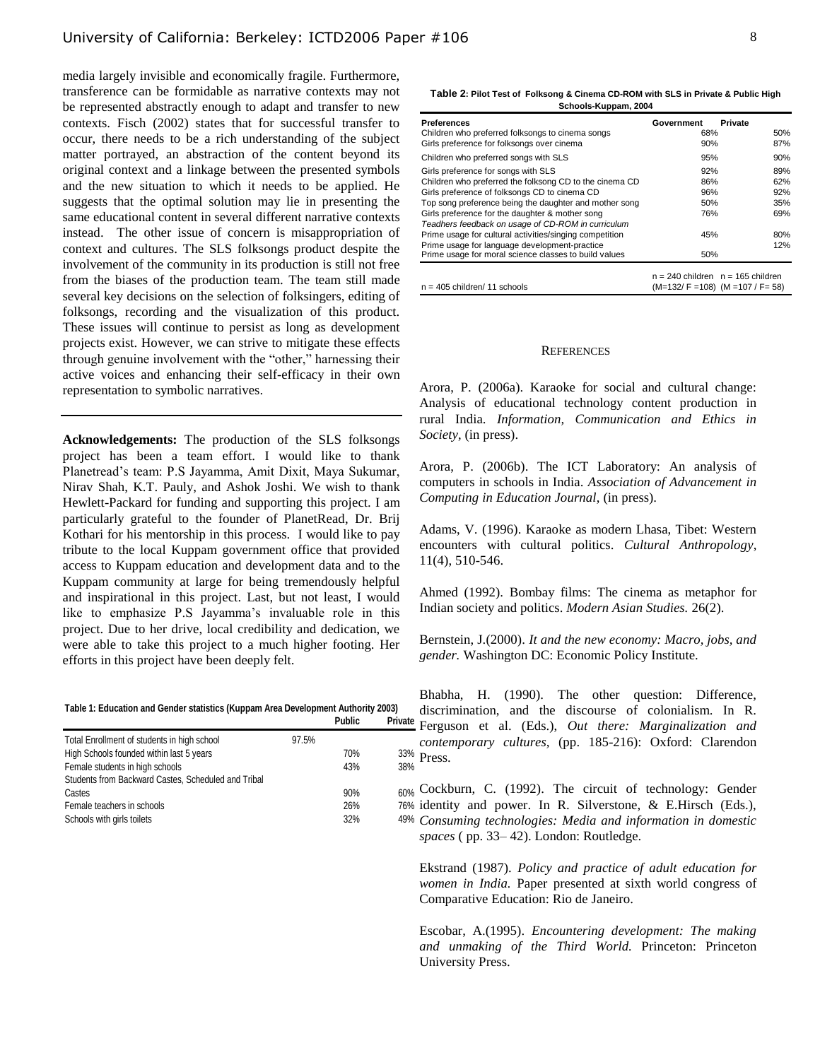media largely invisible and economically fragile. Furthermore, transference can be formidable as narrative contexts may not be represented abstractly enough to adapt and transfer to new contexts. Fisch (2002) states that for successful transfer to occur, there needs to be a rich understanding of the subject matter portrayed, an abstraction of the content beyond its original context and a linkage between the presented symbols and the new situation to which it needs to be applied. He suggests that the optimal solution may lie in presenting the same educational content in several different narrative contexts instead. The other issue of concern is misappropriation of context and cultures. The SLS folksongs product despite the involvement of the community in its production is still not free from the biases of the production team. The team still made several key decisions on the selection of folksingers, editing of folksongs, recording and the visualization of this product. These issues will continue to persist as long as development projects exist. However, we can strive to mitigate these effects through genuine involvement with the "other," harnessing their active voices and enhancing their self-efficacy in their own representation to symbolic narratives.

**Acknowledgements:** The production of the SLS folksongs project has been a team effort. I would like to thank Planetread's team: P.S Jayamma, Amit Dixit, Maya Sukumar, Nirav Shah, K.T. Pauly, and Ashok Joshi. We wish to thank Hewlett-Packard for funding and supporting this project. I am particularly grateful to the founder of PlanetRead, Dr. Brij Kothari for his mentorship in this process. I would like to pay tribute to the local Kuppam government office that provided access to Kuppam education and development data and to the Kuppam community at large for being tremendously helpful and inspirational in this project. Last, but not least, I would like to emphasize P.S Jayamma's invaluable role in this project. Due to her drive, local credibility and dedication, we were able to take this project to a much higher footing. Her efforts in this project have been deeply felt.

**Table 1: Education and Gender statistics (Kuppam Area Development Authority 2003)**

| | Public | Private |
|---|---|---|
| Total Enrollment of students in high school | 97.5% | |
| High Schools founded within last 5 years | 70% | 33% |
| Female students in high schools | 43% | 38% |
| Students from Backward Castes, Scheduled and Tribal Castes | 90% | 60% |
| Female teachers in schools | 26% | 76% |
| Schools with girls toilets | 32% | 49% |

**Table 2: Pilot Test of Folksong & Cinema CD-ROM with SLS in Private & Public High Schools-Kuppam, 2004**

| Preferences | Government | Private |
|---|---|---|
| Children who preferred folksongs to cinema songs | 68% | 50% |
| Girls preference for folksongs over cinema | 90% | 87% |
| Children who preferred songs with SLS | 95% | 90% |
| Girls preference for songs with SLS | 92% | 89% |
| Children who preferred the folksong CD to the cinema CD | 86% | 62% |
| Girls preference of folksongs CD to cinema CD | 96% | 92% |
| Top song preference being the daughter and mother song | 50% | 35% |
| Girls preference for the daughter & mother song | 76% | 69% |
| *Teadhers feedback on usage of CD-ROM in curriculum* | | |
| Prime usage for cultural activities/singing competition | 45% | 80% |
| Prime usage for language development-practice | | 12% |
| Prime usage for moral science classes to build values | 50% | |
| n = 405 children/ 11 schools | n = 240 children (M=132/ F =108) | n = 165 children (M =107 / F= 58) |

## REFERENCES

Arora, P. (2006a). Karaoke for social and cultural change: Analysis of educational technology content production in rural India. *Information, Communication and Ethics in Society*, (in press).

Arora, P. (2006b). The ICT Laboratory: An analysis of computers in schools in India. *Association of Advancement in Computing in Education Journal*, (in press).

Adams, V. (1996). Karaoke as modern Lhasa, Tibet: Western encounters with cultural politics. *Cultural Anthropology*, 11(4), 510-546.

Ahmed (1992). Bombay films: The cinema as metaphor for Indian society and politics. *Modern Asian Studies.* 26(2).

Bernstein, J.(2000). *It and the new economy: Macro, jobs, and gender.* Washington DC: Economic Policy Institute.

Bhabha, H. (1990). The other question: Difference, discrimination, and the discourse of colonialism. In R. Ferguson et al. (Eds.), *Out there: Marginalization and contemporary cultures,* (pp. 185-216): Oxford: Clarendon Press.

Cockburn, C. (1992). The circuit of technology: Gender identity and power. In R. Silverstone, & E.Hirsch (Eds.), *Consuming technologies: Media and information in domestic spaces* ( pp. 33– 42). London: Routledge.

Ekstrand (1987). *Policy and practice of adult education for women in India.* Paper presented at sixth world congress of Comparative Education: Rio de Janeiro.

Escobar, A.(1995). *Encountering development: The making and unmaking of the Third World.* Princeton: Princeton University Press.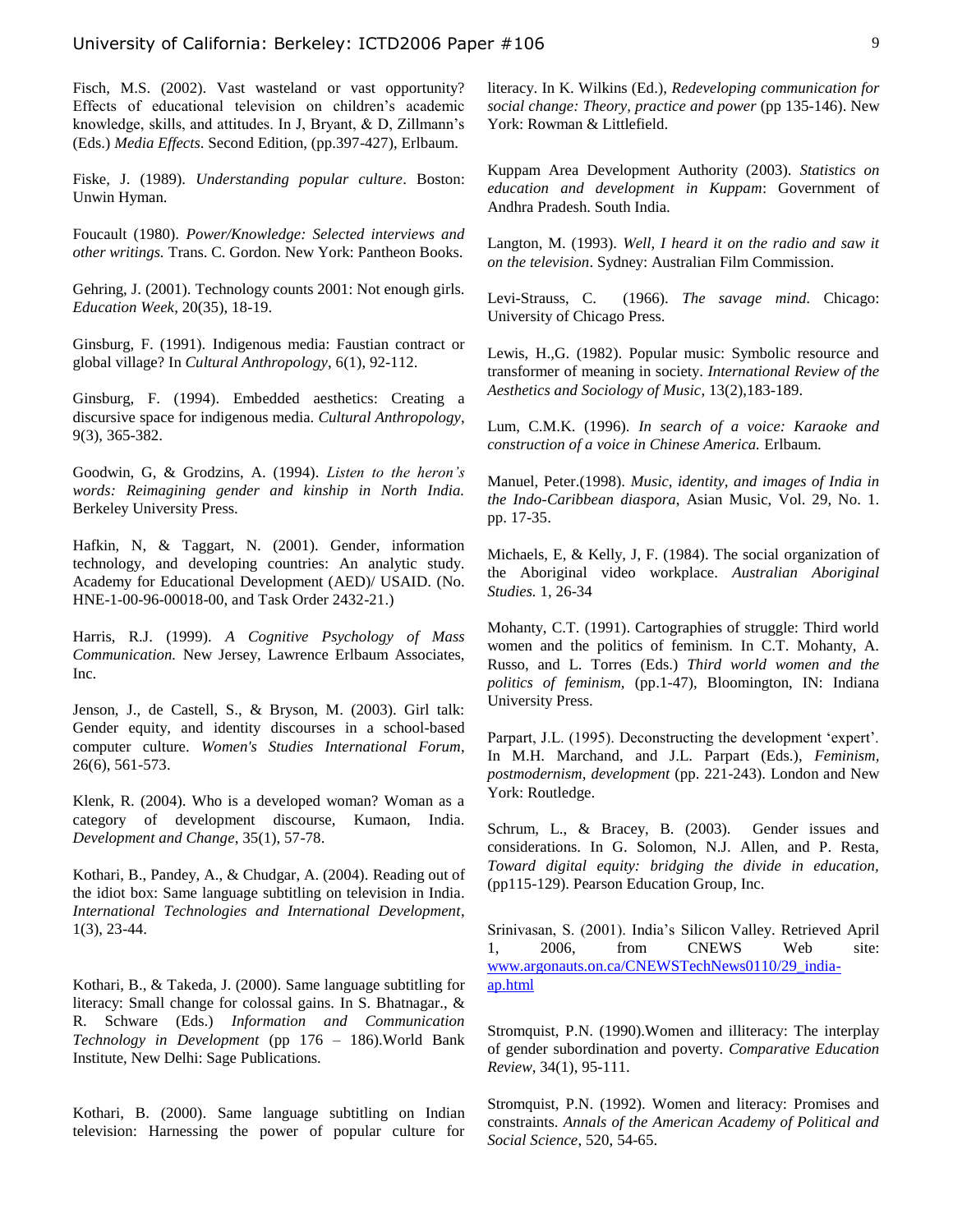Fisch, M.S. (2002). Vast wasteland or vast opportunity? Effects of educational television on children's academic knowledge, skills, and attitudes. In J, Bryant, & D, Zillmann's (Eds.) *Media Effects*. Second Edition, (pp.397-427), Erlbaum.

Fiske, J. (1989). *Understanding popular culture*. Boston: Unwin Hyman.

Foucault (1980). *Power/Knowledge: Selected interviews and other writings.* Trans. C. Gordon. New York: Pantheon Books.

Gehring, J. (2001). Technology counts 2001: Not enough girls. *Education Week*, 20(35), 18-19.

Ginsburg, F. (1991). Indigenous media: Faustian contract or global village? In *Cultural Anthropology*, 6(1), 92-112.

Ginsburg, F. (1994). Embedded aesthetics: Creating a discursive space for indigenous media. *Cultural Anthropology*, 9(3), 365-382.

Goodwin, G, & Grodzins, A. (1994). *Listen to the heron's words: Reimagining gender and kinship in North India.* Berkeley University Press.

Hafkin, N, & Taggart, N. (2001). Gender, information technology, and developing countries: An analytic study. Academy for Educational Development (AED)/ USAID. (No. HNE-1-00-96-00018-00, and Task Order 2432-21.)

Harris, R.J. (1999). *A Cognitive Psychology of Mass Communication.* New Jersey, Lawrence Erlbaum Associates, Inc.

Jenson, J., de Castell, S., & Bryson, M. (2003). Girl talk: Gender equity, and identity discourses in a school-based computer culture. *Women's Studies International Forum*, 26(6), 561-573.

Klenk, R. (2004). Who is a developed woman? Woman as a category of development discourse, Kumaon, India. *Development and Change*, 35(1), 57-78.

Kothari, B., Pandey, A., & Chudgar, A. (2004). Reading out of the idiot box: Same language subtitling on television in India. *International Technologies and International Development*, 1(3), 23-44.

Kothari, B., & Takeda, J. (2000). Same language subtitling for literacy: Small change for colossal gains. In S. Bhatnagar., & R. Schware (Eds.) *Information and Communication Technology in Development* (pp 176 – 186).World Bank Institute, New Delhi: Sage Publications.

Kothari, B. (2000). Same language subtitling on Indian television: Harnessing the power of popular culture for literacy. In K. Wilkins (Ed.), *Redeveloping communication for social change: Theory, practice and power* (pp 135-146). New York: Rowman & Littlefield.

Kuppam Area Development Authority (2003). *Statistics on education and development in Kuppam*: Government of Andhra Pradesh. South India.

Langton, M. (1993). *Well, I heard it on the radio and saw it on the television*. Sydney: Australian Film Commission.

Levi-Strauss, C. (1966). *The savage mind*. Chicago: University of Chicago Press.

Lewis, H.,G. (1982). Popular music: Symbolic resource and transformer of meaning in society. *International Review of the Aesthetics and Sociology of Music*, 13(2),183-189.

Lum, C.M.K. (1996). *In search of a voice: Karaoke and construction of a voice in Chinese America.* Erlbaum.

Manuel, Peter.(1998). *Music, identity, and images of India in the Indo-Caribbean diaspora*, Asian Music, Vol. 29, No. 1. pp. 17-35.

Michaels, E, & Kelly, J, F. (1984). The social organization of the Aboriginal video workplace. *Australian Aboriginal Studies.* 1, 26-34

Mohanty, C.T. (1991). Cartographies of struggle: Third world women and the politics of feminism. In C.T. Mohanty, A. Russo, and L. Torres (Eds.) *Third world women and the politics of feminism*, (pp.1-47), Bloomington, IN: Indiana University Press.

Parpart, J.L. (1995). Deconstructing the development 'expert'. In M.H. Marchand, and J.L. Parpart (Eds.), *Feminism, postmodernism, development* (pp. 221-243). London and New York: Routledge.

Schrum, L., & Bracey, B. (2003). Gender issues and considerations. In G. Solomon, N.J. Allen, and P. Resta, *Toward digital equity: bridging the divide in education*, (pp115-129). Pearson Education Group, Inc.

Srinivasan, S. (2001). India's Silicon Valley. Retrieved April 1, 2006, from CNEWS Web site: www.argonauts.on.ca/CNEWSTechNews0110/29_india-ap.html

Stromquist, P.N. (1990).Women and illiteracy: The interplay of gender subordination and poverty. *Comparative Education Review*, 34(1), 95-111.

Stromquist, P.N. (1992). Women and literacy: Promises and constraints. *Annals of the American Academy of Political and Social Science*, 520, 54-65.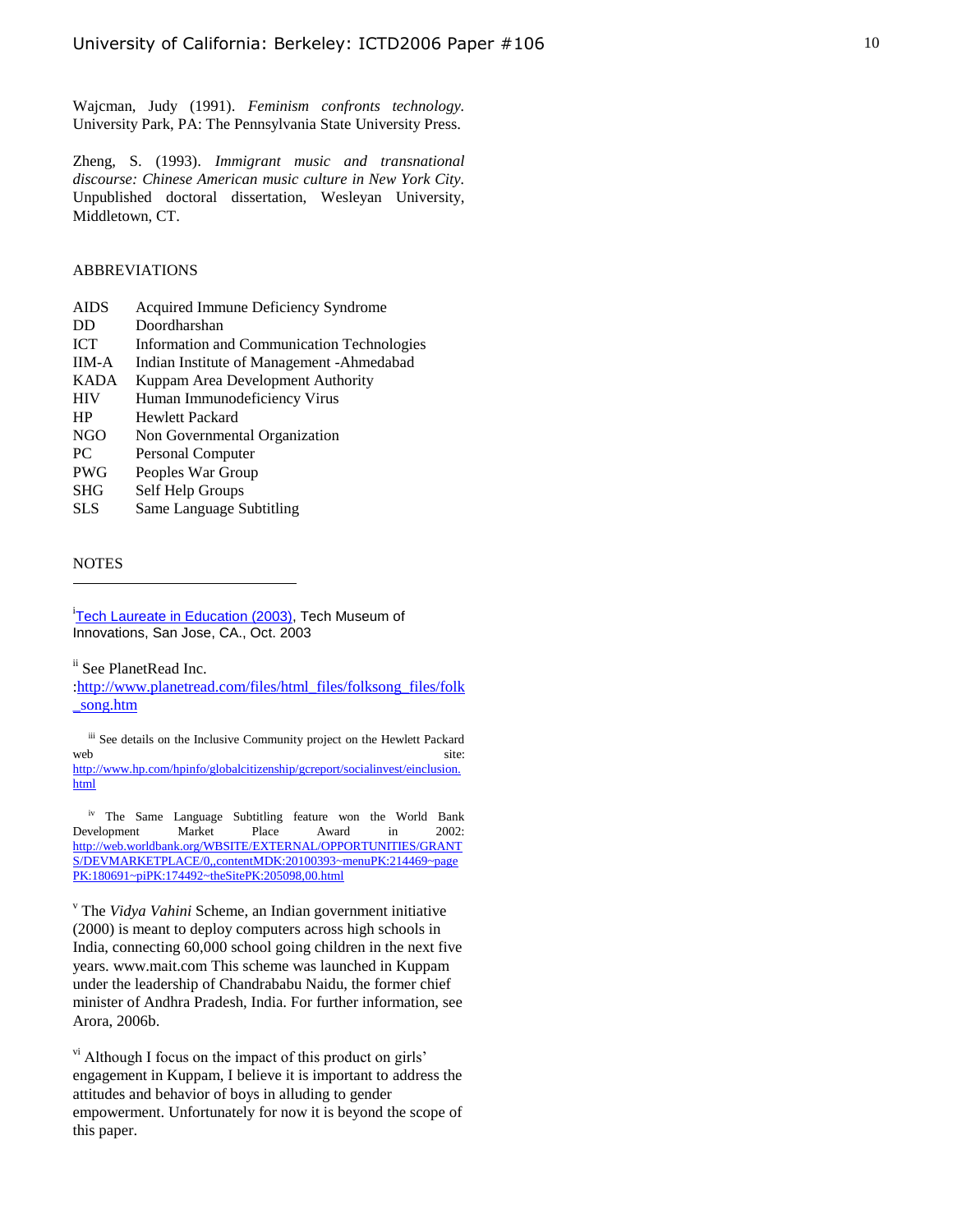Wajcman, Judy (1991). *Feminism confronts technology.* University Park, PA: The Pennsylvania State University Press.

Zheng, S. (1993). *Immigrant music and transnational discourse: Chinese American music culture in New York City.* Unpublished doctoral dissertation, Wesleyan University, Middletown, CT.

## ABBREVIATIONS

| | |
|---|---|
| AIDS | Acquired Immune Deficiency Syndrome |
| DD | Doordharshan |
| ICT | Information and Communication Technologies |
| IIM-A | Indian Institute of Management -Ahmedabad |
| KADA | Kuppam Area Development Authority |
| HIV | Human Immunodeficiency Virus |
| HP | Hewlett Packard |
| NGO | Non Governmental Organization |
| PC | Personal Computer |
| PWG | Peoples War Group |
| SHG | Self Help Groups |
| SLS | Same Language Subtitling |

## NOTES

[i] Tech Laureate in Education (2003), Tech Museum of Innovations, San Jose, CA., Oct. 2003

[ii] See PlanetRead Inc. :http://www.planetread.com/files/html_files/folksong_files/folk_song.htm

[iii] See details on the Inclusive Community project on the Hewlett Packard web site: http://www.hp.com/hpinfo/globalcitizenship/gcreport/socialinvest/einclusion.html

[iv] The Same Language Subtitling feature won the World Bank Development Market Place Award in 2002: http://web.worldbank.org/WBSITE/EXTERNAL/OPPORTUNITIES/GRANTS/DEVMARKETPLACE/0,,contentMDK:20100393~menuPK:214469~pagePK:180691~piPK:174492~theSitePK:205098,00.html

[v] The *Vidya Vahini* Scheme, an Indian government initiative (2000) is meant to deploy computers across high schools in India, connecting 60,000 school going children in the next five years. www.mait.com This scheme was launched in Kuppam under the leadership of Chandrababu Naidu, the former chief minister of Andhra Pradesh, India. For further information, see Arora, 2006b.

[vi] Although I focus on the impact of this product on girls' engagement in Kuppam, I believe it is important to address the attitudes and behavior of boys in alluding to gender empowerment. Unfortunately for now it is beyond the scope of this paper.